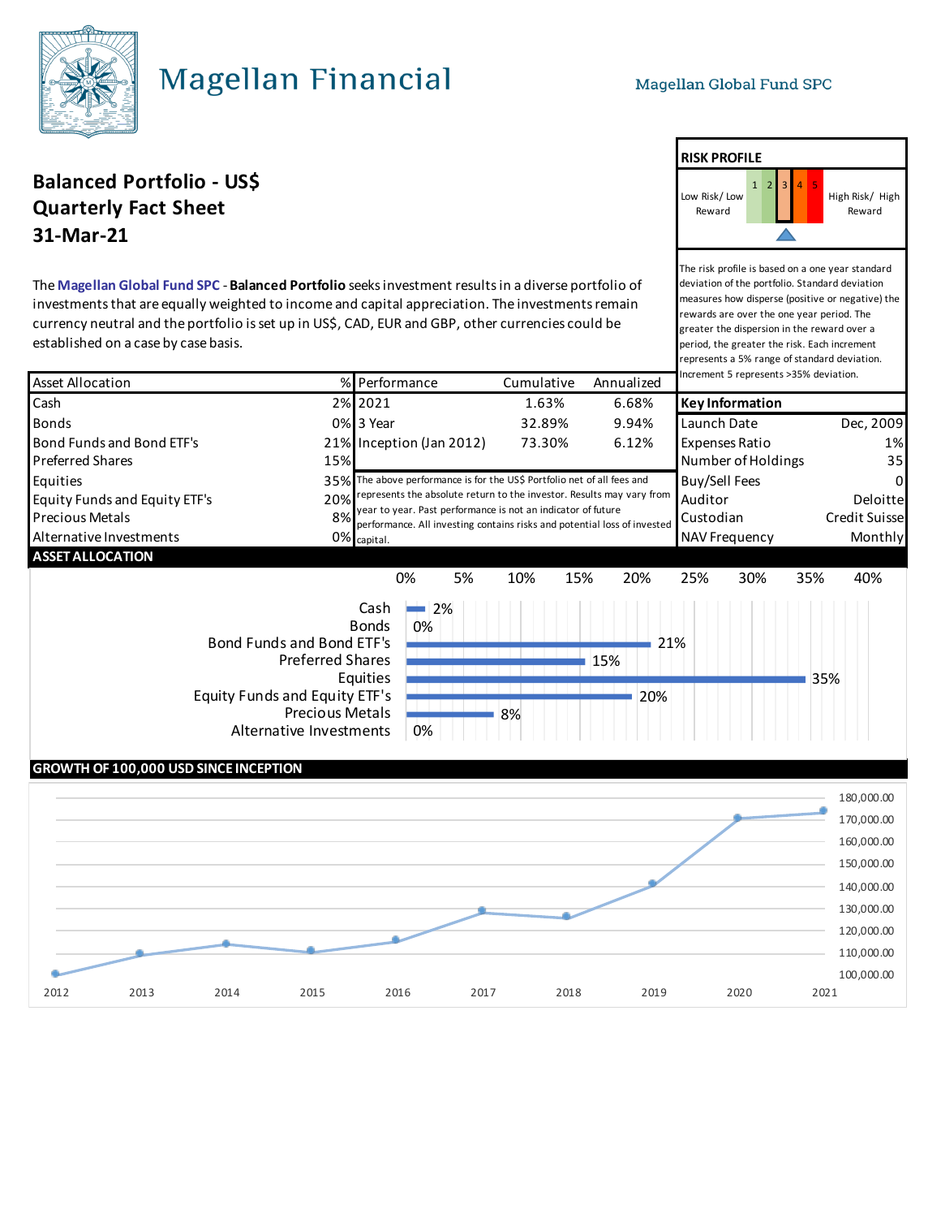# Magellan Financial

Magellan Global Fund SPC

## Balanced Portfolio - US$
## Quarterly Fact Sheet
## 31-Mar-21

The **Magellan Global Fund SPC** - **Balanced Portfolio** seeks investment results in a diverse portfolio of investments that are equally weighted to income and capital appreciation. The investments remain currency neutral and the portfolio is set up in US$, CAD, EUR and GBP, other currencies could be established on a case by case basis.

**RISK PROFILE**

Low Risk/ Low Reward | 1 | 2 | **3** | 4 | 5 | High Risk/ High Reward

The risk profile is based on a one year standard deviation of the portfolio. Standard deviation measures how disperse (positive or negative) the rewards are over the one year period. The greater the dispersion in the reward over a period, the greater the risk. Each increment represents a 5% range of standard deviation. Increment 5 represents >35% deviation.

| Asset Allocation | % |
|---|---|
| Cash | 2% |
| Bonds | 0% |
| Bond Funds and Bond ETF's | 21% |
| Preferred Shares | 15% |
| Equities | 35% |
| Equity Funds and Equity ETF's | 20% |
| Precious Metals | 8% |
| Alternative Investments | 0% |

| Performance | Cumulative | Annualized |
|---|---|---|
| 2021 | 1.63% | 6.68% |
| 3 Year | 32.89% | 9.94% |
| Inception (Jan 2012) | 73.30% | 6.12% |

The above performance is for the US$ Portfolio net of all fees and represents the absolute return to the investor. Results may vary from year to year. Past performance is not an indicator of future performance. All investing contains risks and potential loss of invested capital.

| Key Information | |
|---|---|
| Launch Date | Dec, 2009 |
| Expenses Ratio | 1% |
| Number of Holdings | 35 |
| Buy/Sell Fees | 0 |
| Auditor | Deloitte |
| Custodian | Credit Suisse |
| NAV Frequency | Monthly |

### ASSET ALLOCATION

| Asset | % |
|---|---|
| Cash | 2% |
| Bonds | 0% |
| Bond Funds and Bond ETF's | 21% |
| Preferred Shares | 15% |
| Equities | 35% |
| Equity Funds and Equity ETF's | 20% |
| Precious Metals | 8% |
| Alternative Investments | 0% |

### GROWTH OF 100,000 USD SINCE INCEPTION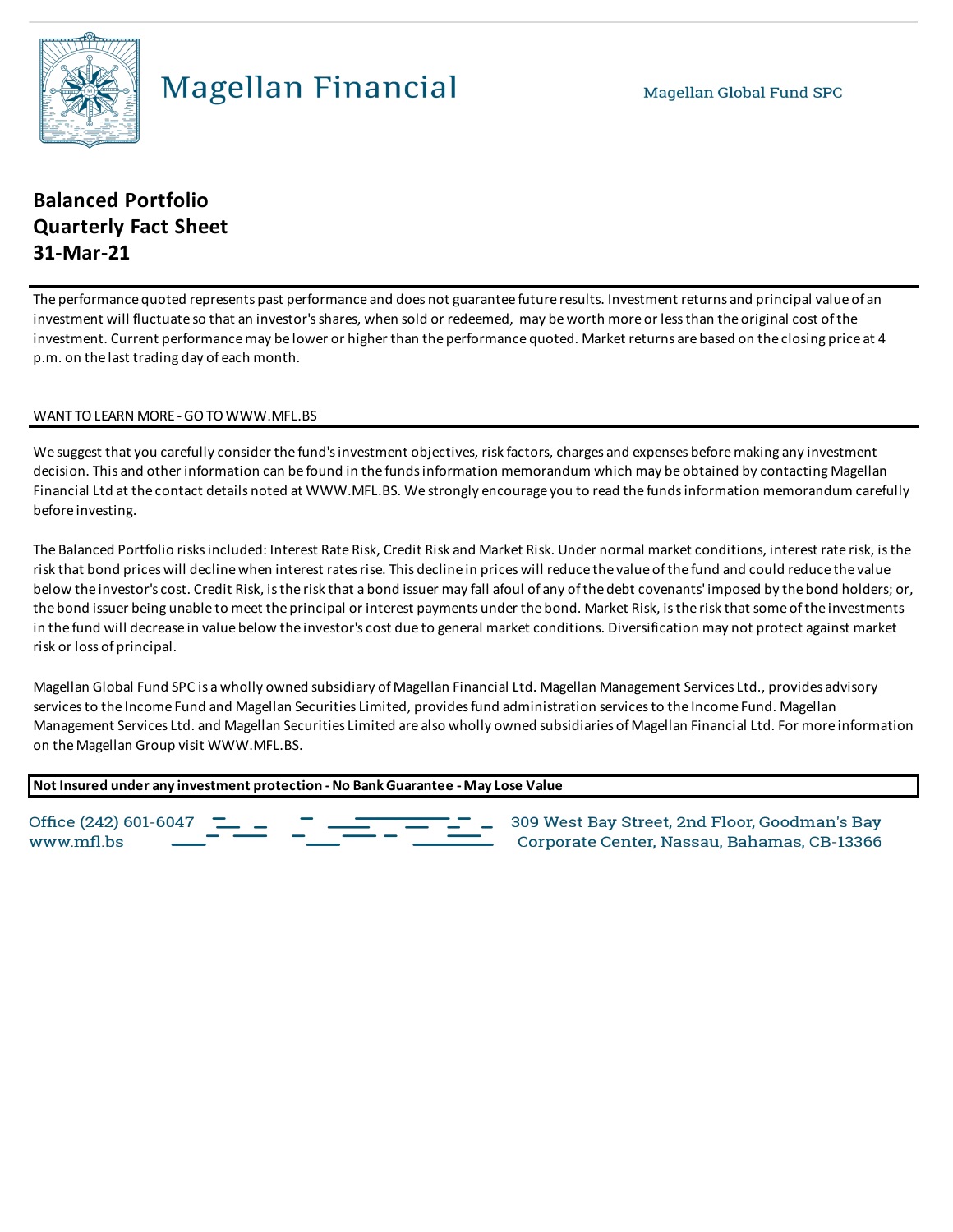Magellan Financial

Magellan Global Fund SPC

**Balanced Portfolio**
**Quarterly Fact Sheet**
**31-Mar-21**

The performance quoted represents past performance and does not guarantee future results. Investment returns and principal value of an investment will fluctuate so that an investor's shares, when sold or redeemed, may be worth more or less than the original cost of the investment. Current performance may be lower or higher than the performance quoted. Market returns are based on the closing price at 4 p.m. on the last trading day of each month.

WANT TO LEARN MORE - GO TO WWW.MFL.BS

We suggest that you carefully consider the fund's investment objectives, risk factors, charges and expenses before making any investment decision. This and other information can be found in the funds information memorandum which may be obtained by contacting Magellan Financial Ltd at the contact details noted at WWW.MFL.BS. We strongly encourage you to read the funds information memorandum carefully before investing.

The Balanced Portfolio risks included: Interest Rate Risk, Credit Risk and Market Risk. Under normal market conditions, interest rate risk, is the risk that bond prices will decline when interest rates rise. This decline in prices will reduce the value of the fund and could reduce the value below the investor's cost. Credit Risk, is the risk that a bond issuer may fall afoul of any of the debt covenants' imposed by the bond holders; or, the bond issuer being unable to meet the principal or interest payments under the bond. Market Risk, is the risk that some of the investments in the fund will decrease in value below the investor's cost due to general market conditions. Diversification may not protect against market risk or loss of principal.

Magellan Global Fund SPC is a wholly owned subsidiary of Magellan Financial Ltd. Magellan Management Services Ltd., provides advisory services to the Income Fund and Magellan Securities Limited, provides fund administration services to the Income Fund. Magellan Management Services Ltd. and Magellan Securities Limited are also wholly owned subsidiaries of Magellan Financial Ltd. For more information on the Magellan Group visit WWW.MFL.BS.

**Not Insured under any investment protection - No Bank Guarantee - May Lose Value**

Office (242) 601-6047
www.mfl.bs

309 West Bay Street, 2nd Floor, Goodman's Bay Corporate Center, Nassau, Bahamas, CB-13366